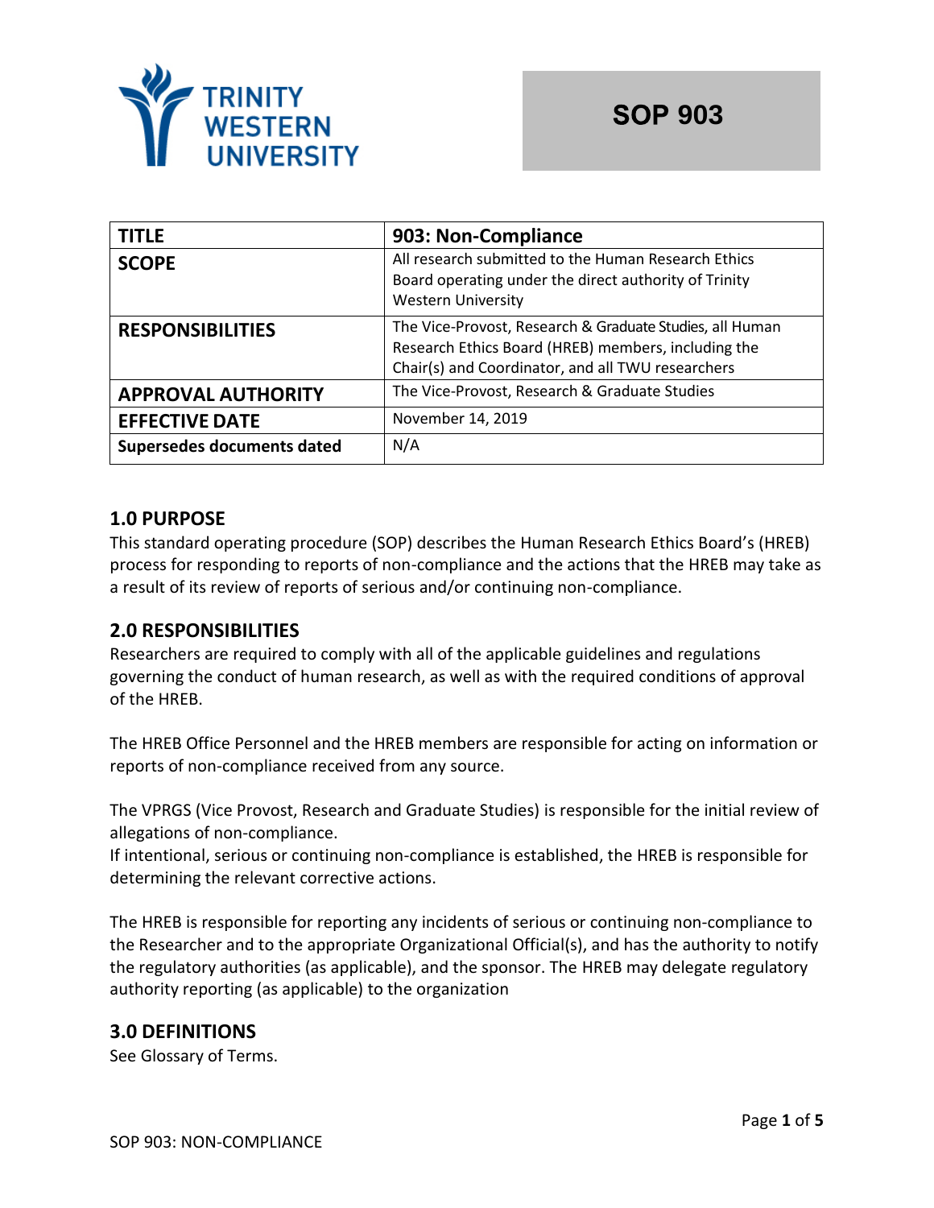# SOP 903

| TITLE | 903: Non-Compliance |
|---|---|
| SCOPE | All research submitted to the Human Research Ethics Board operating under the direct authority of Trinity Western University |
| RESPONSIBILITIES | The Vice-Provost, Research & Graduate Studies, all Human Research Ethics Board (HREB) members, including the Chair(s) and Coordinator, and all TWU researchers |
| APPROVAL AUTHORITY | The Vice-Provost, Research & Graduate Studies |
| EFFECTIVE DATE | November 14, 2019 |
| Supersedes documents dated | N/A |

## 1.0 PURPOSE

This standard operating procedure (SOP) describes the Human Research Ethics Board's (HREB) process for responding to reports of non-compliance and the actions that the HREB may take as a result of its review of reports of serious and/or continuing non-compliance.

## 2.0 RESPONSIBILITIES

Researchers are required to comply with all of the applicable guidelines and regulations governing the conduct of human research, as well as with the required conditions of approval of the HREB.

The HREB Office Personnel and the HREB members are responsible for acting on information or reports of non-compliance received from any source.

The VPRGS (Vice Provost, Research and Graduate Studies) is responsible for the initial review of allegations of non-compliance.
If intentional, serious or continuing non-compliance is established, the HREB is responsible for determining the relevant corrective actions.

The HREB is responsible for reporting any incidents of serious or continuing non-compliance to the Researcher and to the appropriate Organizational Official(s), and has the authority to notify the regulatory authorities (as applicable), and the sponsor. The HREB may delegate regulatory authority reporting (as applicable) to the organization

## 3.0 DEFINITIONS

See Glossary of Terms.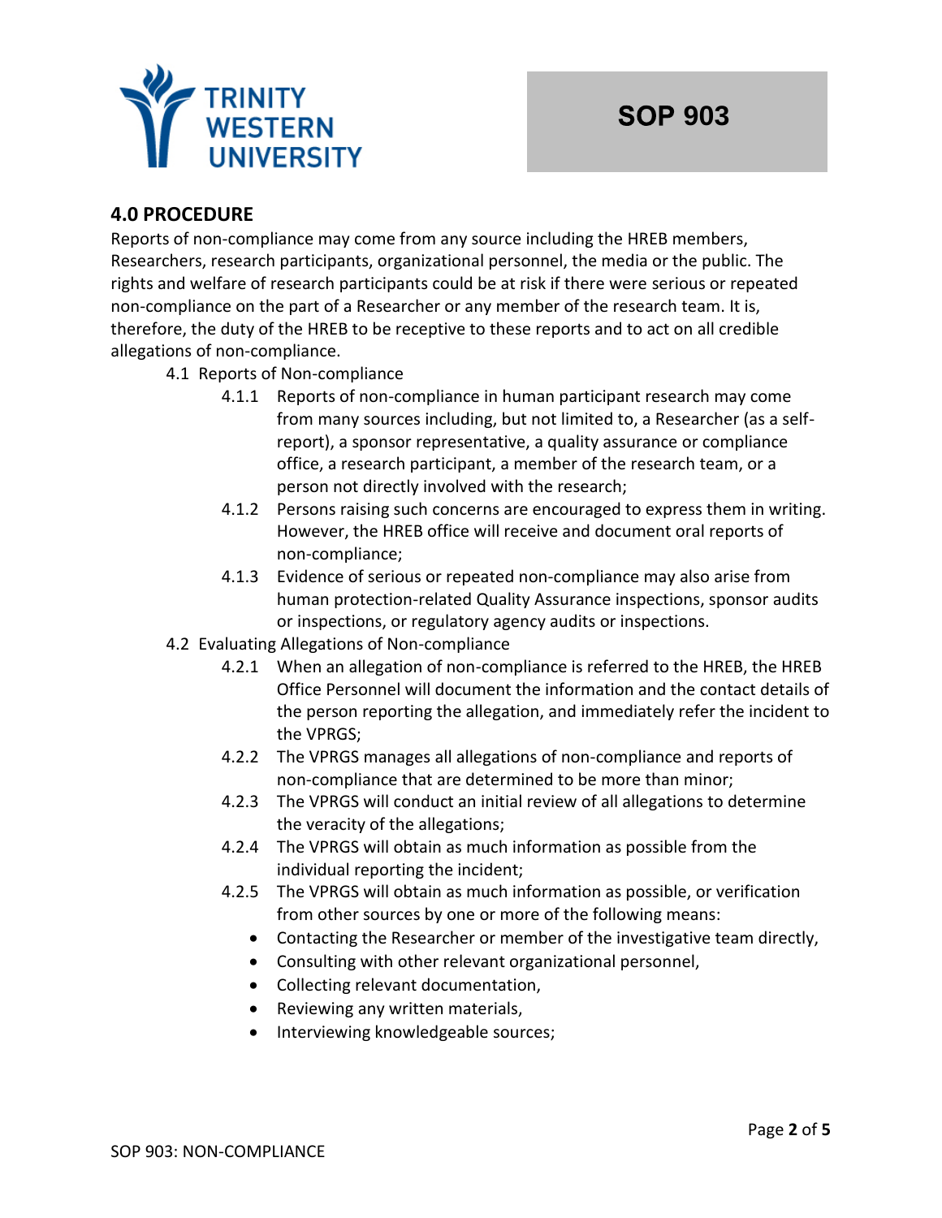## 4.0 PROCEDURE

Reports of non-compliance may come from any source including the HREB members, Researchers, research participants, organizational personnel, the media or the public. The rights and welfare of research participants could be at risk if there were serious or repeated non-compliance on the part of a Researcher or any member of the research team. It is, therefore, the duty of the HREB to be receptive to these reports and to act on all credible allegations of non-compliance.

4.1 Reports of Non-compliance

- 4.1.1 Reports of non-compliance in human participant research may come from many sources including, but not limited to, a Researcher (as a self-report), a sponsor representative, a quality assurance or compliance office, a research participant, a member of the research team, or a person not directly involved with the research;
- 4.1.2 Persons raising such concerns are encouraged to express them in writing. However, the HREB office will receive and document oral reports of non-compliance;
- 4.1.3 Evidence of serious or repeated non-compliance may also arise from human protection-related Quality Assurance inspections, sponsor audits or inspections, or regulatory agency audits or inspections.

4.2 Evaluating Allegations of Non-compliance

- 4.2.1 When an allegation of non-compliance is referred to the HREB, the HREB Office Personnel will document the information and the contact details of the person reporting the allegation, and immediately refer the incident to the VPRGS;
- 4.2.2 The VPRGS manages all allegations of non-compliance and reports of non-compliance that are determined to be more than minor;
- 4.2.3 The VPRGS will conduct an initial review of all allegations to determine the veracity of the allegations;
- 4.2.4 The VPRGS will obtain as much information as possible from the individual reporting the incident;
- 4.2.5 The VPRGS will obtain as much information as possible, or verification from other sources by one or more of the following means:
  - Contacting the Researcher or member of the investigative team directly,
  - Consulting with other relevant organizational personnel,
  - Collecting relevant documentation,
  - Reviewing any written materials,
  - Interviewing knowledgeable sources;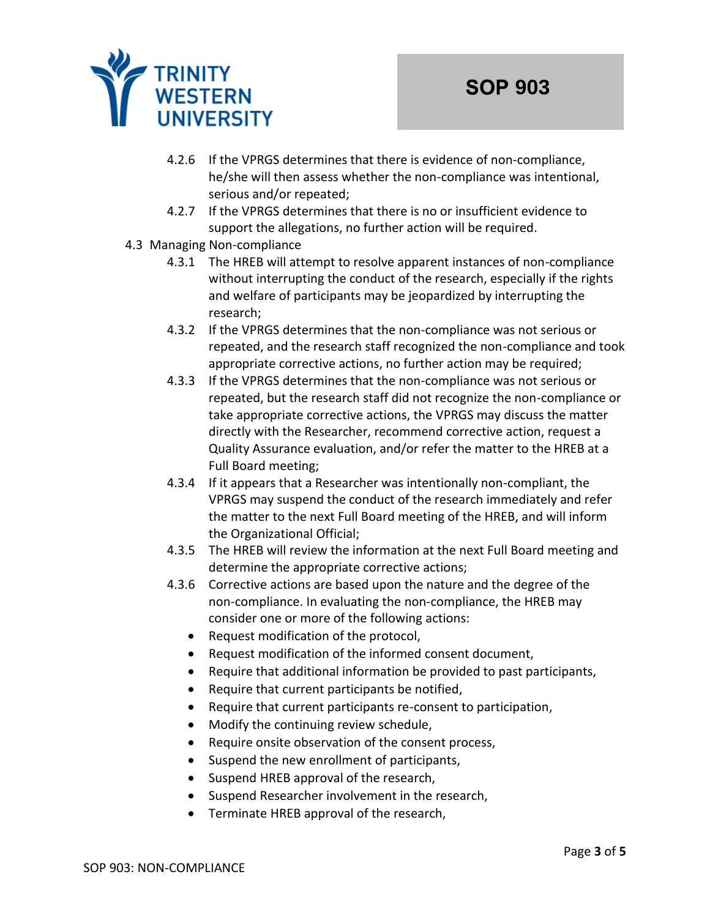4.2.6 If the VPRGS determines that there is evidence of non-compliance, he/she will then assess whether the non-compliance was intentional, serious and/or repeated;

4.2.7 If the VPRGS determines that there is no or insufficient evidence to support the allegations, no further action will be required.

4.3 Managing Non-compliance

4.3.1 The HREB will attempt to resolve apparent instances of non-compliance without interrupting the conduct of the research, especially if the rights and welfare of participants may be jeopardized by interrupting the research;

4.3.2 If the VPRGS determines that the non-compliance was not serious or repeated, and the research staff recognized the non-compliance and took appropriate corrective actions, no further action may be required;

4.3.3 If the VPRGS determines that the non-compliance was not serious or repeated, but the research staff did not recognize the non-compliance or take appropriate corrective actions, the VPRGS may discuss the matter directly with the Researcher, recommend corrective action, request a Quality Assurance evaluation, and/or refer the matter to the HREB at a Full Board meeting;

4.3.4 If it appears that a Researcher was intentionally non-compliant, the VPRGS may suspend the conduct of the research immediately and refer the matter to the next Full Board meeting of the HREB, and will inform the Organizational Official;

4.3.5 The HREB will review the information at the next Full Board meeting and determine the appropriate corrective actions;

4.3.6 Corrective actions are based upon the nature and the degree of the non-compliance. In evaluating the non-compliance, the HREB may consider one or more of the following actions:

- Request modification of the protocol,
- Request modification of the informed consent document,
- Require that additional information be provided to past participants,
- Require that current participants be notified,
- Require that current participants re-consent to participation,
- Modify the continuing review schedule,
- Require onsite observation of the consent process,
- Suspend the new enrollment of participants,
- Suspend HREB approval of the research,
- Suspend Researcher involvement in the research,
- Terminate HREB approval of the research,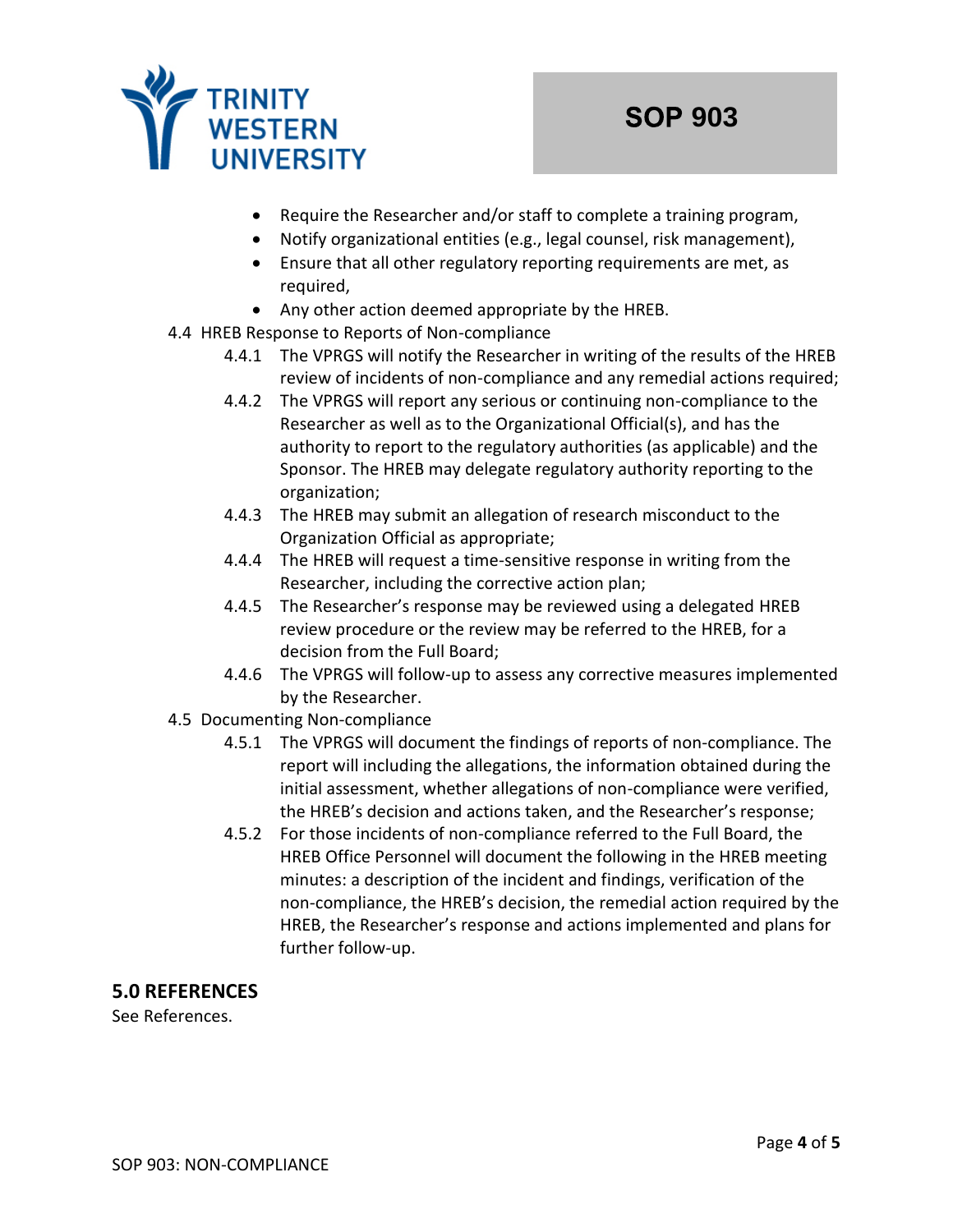- Require the Researcher and/or staff to complete a training program,
- Notify organizational entities (e.g., legal counsel, risk management),
- Ensure that all other regulatory reporting requirements are met, as required,
- Any other action deemed appropriate by the HREB.

4.4 HREB Response to Reports of Non-compliance

4.4.1 The VPRGS will notify the Researcher in writing of the results of the HREB review of incidents of non-compliance and any remedial actions required;

4.4.2 The VPRGS will report any serious or continuing non-compliance to the Researcher as well as to the Organizational Official(s), and has the authority to report to the regulatory authorities (as applicable) and the Sponsor. The HREB may delegate regulatory authority reporting to the organization;

4.4.3 The HREB may submit an allegation of research misconduct to the Organization Official as appropriate;

4.4.4 The HREB will request a time-sensitive response in writing from the Researcher, including the corrective action plan;

4.4.5 The Researcher's response may be reviewed using a delegated HREB review procedure or the review may be referred to the HREB, for a decision from the Full Board;

4.4.6 The VPRGS will follow-up to assess any corrective measures implemented by the Researcher.

4.5 Documenting Non-compliance

4.5.1 The VPRGS will document the findings of reports of non-compliance. The report will including the allegations, the information obtained during the initial assessment, whether allegations of non-compliance were verified, the HREB's decision and actions taken, and the Researcher's response;

4.5.2 For those incidents of non-compliance referred to the Full Board, the HREB Office Personnel will document the following in the HREB meeting minutes: a description of the incident and findings, verification of the non-compliance, the HREB's decision, the remedial action required by the HREB, the Researcher's response and actions implemented and plans for further follow-up.

## 5.0 REFERENCES

See References.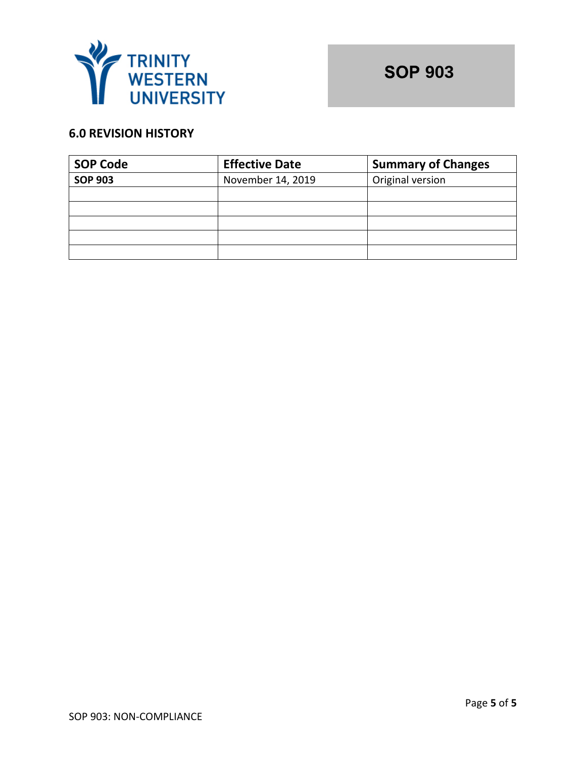## 6.0 REVISION HISTORY

| SOP Code | Effective Date | Summary of Changes |
|---|---|---|
| **SOP 903** | November 14, 2019 | Original version |
| | | |
| | | |
| | | |
| | | |
| | | |